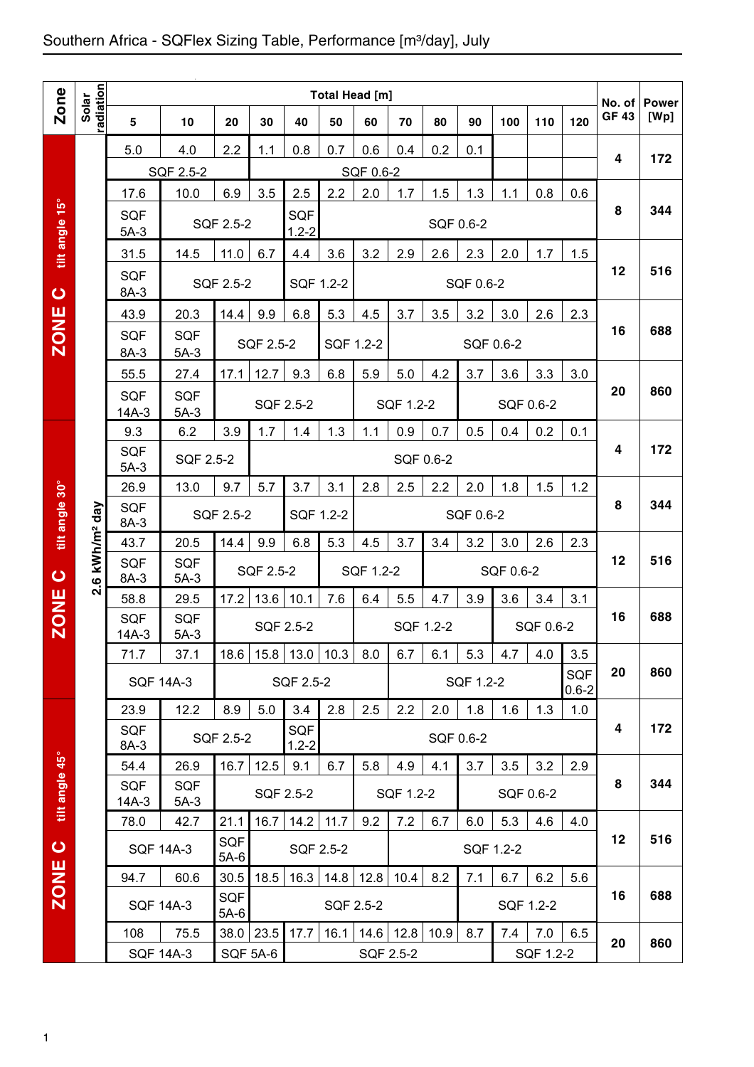# Southern Africa - SQFlex Sizing Table, Performance [m³/day], July

| Zone | Solar radiation | 5 | 10 | 20 | 30 | 40 | 50 | 60 | 70 | 80 | 90 | 100 | 110 | 120 | No. of GF 43 | Power [Wp] |
|---|---|---|---|---|---|---|---|---|---|---|---|---|---|---|---|---|
| ZONE C tilt angle 15° | 2.6 kWh/m² day | 5.0 | 4.0 | 2.2 | 1.1 | 0.8 | 0.7 | 0.6 | 0.4 | 0.2 | 0.1 | | | | 4 | 172 |
| | | SQF 2.5-2 | | | SQF 0.6-2 | | | | | | | | | | | |
| | | 17.6 | 10.0 | 6.9 | 3.5 | 2.5 | 2.2 | 2.0 | 1.7 | 1.5 | 1.3 | 1.1 | 0.8 | 0.6 | 8 | 344 |
| | | SQF 5A-3 | SQF 2.5-2 | | | SQF 1.2-2 | SQF 0.6-2 | | | | | | | | | |
| | | 31.5 | 14.5 | 11.0 | 6.7 | 4.4 | 3.6 | 3.2 | 2.9 | 2.6 | 2.3 | 2.0 | 1.7 | 1.5 | 12 | 516 |
| | | SQF 8A-3 | SQF 2.5-2 | | | SQF 1.2-2 | | SQF 0.6-2 | | | | | | | | |
| | | 43.9 | 20.3 | 14.4 | 9.9 | 6.8 | 5.3 | 4.5 | 3.7 | 3.5 | 3.2 | 3.0 | 2.6 | 2.3 | 16 | 688 |
| | | SQF 8A-3 | SQF 5A-3 | SQF 2.5-2 | | | SQF 1.2-2 | | SQF 0.6-2 | | | | | | | |
| | | 55.5 | 27.4 | 17.1 | 12.7 | 9.3 | 6.8 | 5.9 | 5.0 | 4.2 | 3.7 | 3.6 | 3.3 | 3.0 | 20 | 860 |
| | | SQF 14A-3 | SQF 5A-3 | SQF 2.5-2 | | | | SQF 1.2-2 | | | SQF 0.6-2 | | | | | |
| ZONE C tilt angle 30° | 2.6 kWh/m² day | 9.3 | 6.2 | 3.9 | 1.7 | 1.4 | 1.3 | 1.1 | 0.9 | 0.7 | 0.5 | 0.4 | 0.2 | 0.1 | 4 | 172 |
| | | SQF 5A-3 | SQF 2.5-2 | | SQF 0.6-2 | | | | | | | | | | | |
| | | 26.9 | 13.0 | 9.7 | 5.7 | 3.7 | 3.1 | 2.8 | 2.5 | 2.2 | 2.0 | 1.8 | 1.5 | 1.2 | 8 | 344 |
| | | SQF 8A-3 | SQF 2.5-2 | | | SQF 1.2-2 | | SQF 0.6-2 | | | | | | | | |
| | | 43.7 | 20.5 | 14.4 | 9.9 | 6.8 | 5.3 | 4.5 | 3.7 | 3.4 | 3.2 | 3.0 | 2.6 | 2.3 | 12 | 516 |
| | | SQF 8A-3 | SQF 5A-3 | SQF 2.5-2 | | | SQF 1.2-2 | | | SQF 0.6-2 | | | | | | |
| | | 58.8 | 29.5 | 17.2 | 13.6 | 10.1 | 7.6 | 6.4 | 5.5 | 4.7 | 3.9 | 3.6 | 3.4 | 3.1 | 16 | 688 |
| | | SQF 14A-3 | SQF 5A-3 | SQF 2.5-2 | | | | SQF 1.2-2 | | | | SQF 0.6-2 | | | | |
| | | 71.7 | 37.1 | 18.6 | 15.8 | 13.0 | 10.3 | 8.0 | 6.7 | 6.1 | 5.3 | 4.7 | 4.0 | 3.5 | 20 | 860 |
| | | SQF 14A-3 | | SQF 2.5-2 | | | | | SQF 1.2-2 | | | | | SQF 0.6-2 | | |
| ZONE C tilt angle 45° | 2.6 kWh/m² day | 23.9 | 12.2 | 8.9 | 5.0 | 3.4 | 2.8 | 2.5 | 2.2 | 2.0 | 1.8 | 1.6 | 1.3 | 1.0 | 4 | 172 |
| | | SQF 8A-3 | SQF 2.5-2 | | | SQF 1.2-2 | SQF 0.6-2 | | | | | | | | | |
| | | 54.4 | 26.9 | 16.7 | 12.5 | 9.1 | 6.7 | 5.8 | 4.9 | 4.1 | 3.7 | 3.5 | 3.2 | 2.9 | 8 | 344 |
| | | SQF 14A-3 | SQF 5A-3 | SQF 2.5-2 | | | | SQF 1.2-2 | | | SQF 0.6-2 | | | | | |
| | | 78.0 | 42.7 | 21.1 | 16.7 | 14.2 | 11.7 | 9.2 | 7.2 | 6.7 | 6.0 | 5.3 | 4.6 | 4.0 | 12 | 516 |
| | | SQF 14A-3 | | SQF 5A-6 | SQF 2.5-2 | | | | SQF 1.2-2 | | | | | | | |
| | | 94.7 | 60.6 | 30.5 | 18.5 | 16.3 | 14.8 | 12.8 | 10.4 | 8.2 | 7.1 | 6.7 | 6.2 | 5.6 | 16 | 688 |
| | | SQF 14A-3 | | SQF 5A-6 | SQF 2.5-2 | | | | | | SQF 1.2-2 | | | | | |
| | | 108 | 75.5 | 38.0 | 23.5 | 17.7 | 16.1 | 14.6 | 12.8 | 10.9 | 8.7 | 7.4 | 7.0 | 6.5 | 20 | 860 |
| | | SQF 14A-3 | | SQF 5A-6 | | SQF 2.5-2 | | | | | | SQF 1.2-2 | | | | |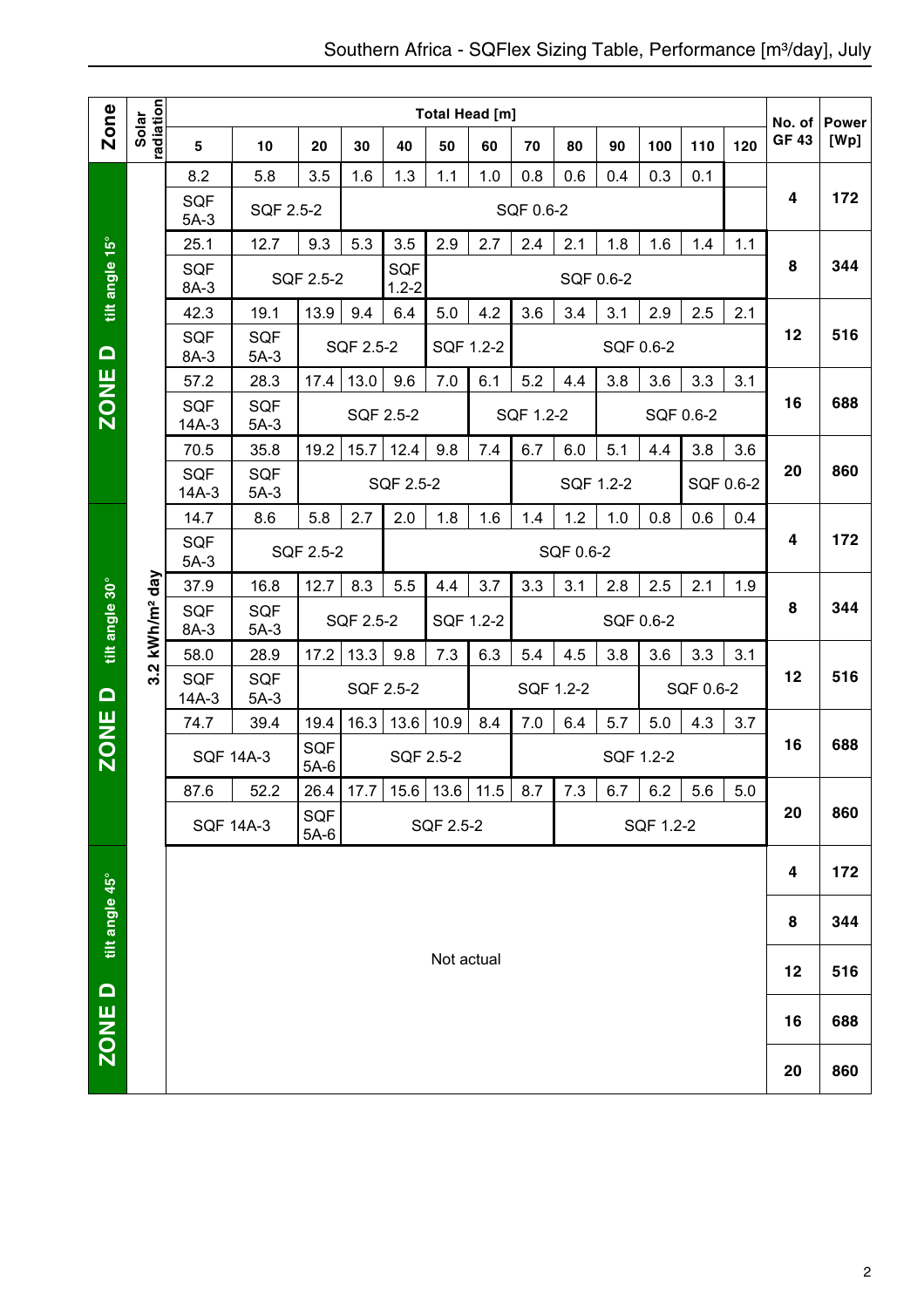# Southern Africa - SQFlex Sizing Table, Performance [m³/day], July

| Zone | Solar radiation | 5 | 10 | 20 | 30 | 40 | 50 | 60 | 70 | 80 | 90 | 100 | 110 | 120 | No. of GF 43 | Power [Wp] |
|---|---|---|---|---|---|---|---|---|---|---|---|---|---|---|---|---|
| | | **Total Head [m]** | | | | | | | | | | | | | | |
| ZONE D tilt angle 15° | 3.2 kWh/m² day | 8.2 | 5.8 | 3.5 | 1.6 | 1.3 | 1.1 | 1.0 | 0.8 | 0.6 | 0.4 | 0.3 | 0.1 | | 4 | 172 |
| | | SQF 5A-3 | SQF 2.5-2 | | SQF 0.6-2 | | | | | | | | | | | |
| | | 25.1 | 12.7 | 9.3 | 5.3 | 3.5 | 2.9 | 2.7 | 2.4 | 2.1 | 1.8 | 1.6 | 1.4 | 1.1 | 8 | 344 |
| | | SQF 8A-3 | SQF 2.5-2 | | | SQF 1.2-2 | SQF 0.6-2 | | | | | | | | | |
| | | 42.3 | 19.1 | 13.9 | 9.4 | 6.4 | 5.0 | 4.2 | 3.6 | 3.4 | 3.1 | 2.9 | 2.5 | 2.1 | 12 | 516 |
| | | SQF 8A-3 | SQF 5A-3 | SQF 2.5-2 | | | SQF 1.2-2 | | SQF 0.6-2 | | | | | | | |
| | | 57.2 | 28.3 | 17.4 | 13.0 | 9.6 | 7.0 | 6.1 | 5.2 | 4.4 | 3.8 | 3.6 | 3.3 | 3.1 | 16 | 688 |
| | | SQF 14A-3 | SQF 5A-3 | SQF 2.5-2 | | | | SQF 1.2-2 | | | SQF 0.6-2 | | | | | |
| | | 70.5 | 35.8 | 19.2 | 15.7 | 12.4 | 9.8 | 7.4 | 6.7 | 6.0 | 5.1 | 4.4 | 3.8 | 3.6 | 20 | 860 |
| | | SQF 14A-3 | SQF 5A-3 | SQF 2.5-2 | | | | | SQF 1.2-2 | | | | SQF 0.6-2 | | | |
| ZONE D tilt angle 30° | | 14.7 | 8.6 | 5.8 | 2.7 | 2.0 | 1.8 | 1.6 | 1.4 | 1.2 | 1.0 | 0.8 | 0.6 | 0.4 | 4 | 172 |
| | | SQF 5A-3 | SQF 2.5-2 | | | SQF 0.6-2 | | | | | | | | | | |
| | | 37.9 | 16.8 | 12.7 | 8.3 | 5.5 | 4.4 | 3.7 | 3.3 | 3.1 | 2.8 | 2.5 | 2.1 | 1.9 | 8 | 344 |
| | | SQF 8A-3 | SQF 5A-3 | SQF 2.5-2 | | | SQF 1.2-2 | | SQF 0.6-2 | | | | | | | |
| | | 58.0 | 28.9 | 17.2 | 13.3 | 9.8 | 7.3 | 6.3 | 5.4 | 4.5 | 3.8 | 3.6 | 3.3 | 3.1 | 12 | 516 |
| | | SQF 14A-3 | SQF 5A-3 | SQF 2.5-2 | | | | SQF 1.2-2 | | | | SQF 0.6-2 | | | | |
| | | 74.7 | 39.4 | 19.4 | 16.3 | 13.6 | 10.9 | 8.4 | 7.0 | 6.4 | 5.7 | 5.0 | 4.3 | 3.7 | 16 | 688 |
| | | SQF 14A-3 | | SQF 5A-6 | SQF 2.5-2 | | | | SQF 1.2-2 | | | | | | | |
| | | 87.6 | 52.2 | 26.4 | 17.7 | 15.6 | 13.6 | 11.5 | 8.7 | 7.3 | 6.7 | 6.2 | 5.6 | 5.0 | 20 | 860 |
| | | SQF 14A-3 | | SQF 5A-6 | SQF 2.5-2 | | | | | SQF 1.2-2 | | | | | | |
| ZONE D tilt angle 45° | | Not actual | | | | | | | | | | | | | 4 | 172 |
| | | | | | | | | | | | | | | | 8 | 344 |
| | | | | | | | | | | | | | | | 12 | 516 |
| | | | | | | | | | | | | | | | 16 | 688 |
| | | | | | | | | | | | | | | | 20 | 860 |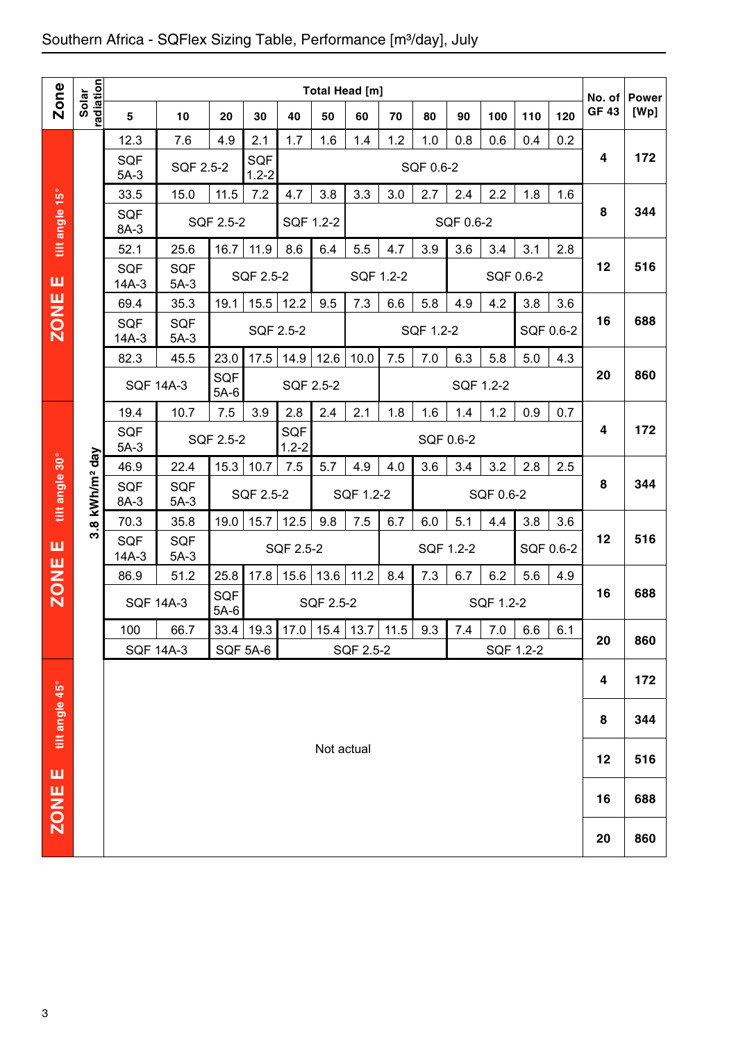# Southern Africa - SQFlex Sizing Table, Performance [m³/day], July

| Zone | Solar radiation | Total Head [m] 5 | 10 | 20 | 30 | 40 | 50 | 60 | 70 | 80 | 90 | 100 | 110 | 120 | No. of GF 43 | Power [Wp] |
|---|---|---|---|---|---|---|---|---|---|---|---|---|---|---|---|---|
| ZONE E tilt angle 15° | 3.8 kWh/m² day | 12.3 | 7.6 | 4.9 | 2.1 | 1.7 | 1.6 | 1.4 | 1.2 | 1.0 | 0.8 | 0.6 | 0.4 | 0.2 | 4 | 172 |
| | | SQF 5A-3 | SQF 2.5-2 | | SQF 1.2-2 | SQF 0.6-2 | | | | | | | | | | |
| | | 33.5 | 15.0 | 11.5 | 7.2 | 4.7 | 3.8 | 3.3 | 3.0 | 2.7 | 2.4 | 2.2 | 1.8 | 1.6 | 8 | 344 |
| | | SQF 8A-3 | SQF 2.5-2 | | | SQF 1.2-2 | | SQF 0.6-2 | | | | | | | | |
| | | 52.1 | 25.6 | 16.7 | 11.9 | 8.6 | 6.4 | 5.5 | 4.7 | 3.9 | 3.6 | 3.4 | 3.1 | 2.8 | 12 | 516 |
| | | SQF 14A-3 | SQF 5A-3 | SQF 2.5-2 | | | SQF 1.2-2 | | | | SQF 0.6-2 | | | | | |
| | | 69.4 | 35.3 | 19.1 | 15.5 | 12.2 | 9.5 | 7.3 | 6.6 | 5.8 | 4.9 | 4.2 | 3.8 | 3.6 | 16 | 688 |
| | | SQF 14A-3 | SQF 5A-3 | SQF 2.5-2 | | | | SQF 1.2-2 | | | | | SQF 0.6-2 | | | |
| | | 82.3 | 45.5 | 23.0 | 17.5 | 14.9 | 12.6 | 10.0 | 7.5 | 7.0 | 6.3 | 5.8 | 5.0 | 4.3 | 20 | 860 |
| | | SQF 14A-3 | | SQF 5A-6 | SQF 2.5-2 | | | | SQF 1.2-2 | | | | | | | |
| ZONE E tilt angle 30° | | 19.4 | 10.7 | 7.5 | 3.9 | 2.8 | 2.4 | 2.1 | 1.8 | 1.6 | 1.4 | 1.2 | 0.9 | 0.7 | 4 | 172 |
| | | SQF 5A-3 | SQF 2.5-2 | | | SQF 1.2-2 | SQF 0.6-2 | | | | | | | | | |
| | | 46.9 | 22.4 | 15.3 | 10.7 | 7.5 | 5.7 | 4.9 | 4.0 | 3.6 | 3.4 | 3.2 | 2.8 | 2.5 | 8 | 344 |
| | | SQF 8A-3 | SQF 5A-3 | SQF 2.5-2 | | | SQF 1.2-2 | | | SQF 0.6-2 | | | | | | |
| | | 70.3 | 35.8 | 19.0 | 15.7 | 12.5 | 9.8 | 7.5 | 6.7 | 6.0 | 5.1 | 4.4 | 3.8 | 3.6 | 12 | 516 |
| | | SQF 14A-3 | SQF 5A-3 | SQF 2.5-2 | | | | | SQF 1.2-2 | | | | SQF 0.6-2 | | | |
| | | 86.9 | 51.2 | 25.8 | 17.8 | 15.6 | 13.6 | 11.2 | 8.4 | 7.3 | 6.7 | 6.2 | 5.6 | 4.9 | 16 | 688 |
| | | SQF 14A-3 | | SQF 5A-6 | SQF 2.5-2 | | | | | SQF 1.2-2 | | | | | | |
| | | 100 | 66.7 | 33.4 | 19.3 | 17.0 | 15.4 | 13.7 | 11.5 | 9.3 | 7.4 | 7.0 | 6.6 | 6.1 | 20 | 860 |
| | | SQF 14A-3 | | SQF 5A-6 | | SQF 2.5-2 | | | | | SQF 1.2-2 | | | | | |
| ZONE E tilt angle 45° | | Not actual | | | | | | | | | | | | | 4 | 172 |
| | | | | | | | | | | | | | | | 8 | 344 |
| | | | | | | | | | | | | | | | 12 | 516 |
| | | | | | | | | | | | | | | | 16 | 688 |
| | | | | | | | | | | | | | | | 20 | 860 |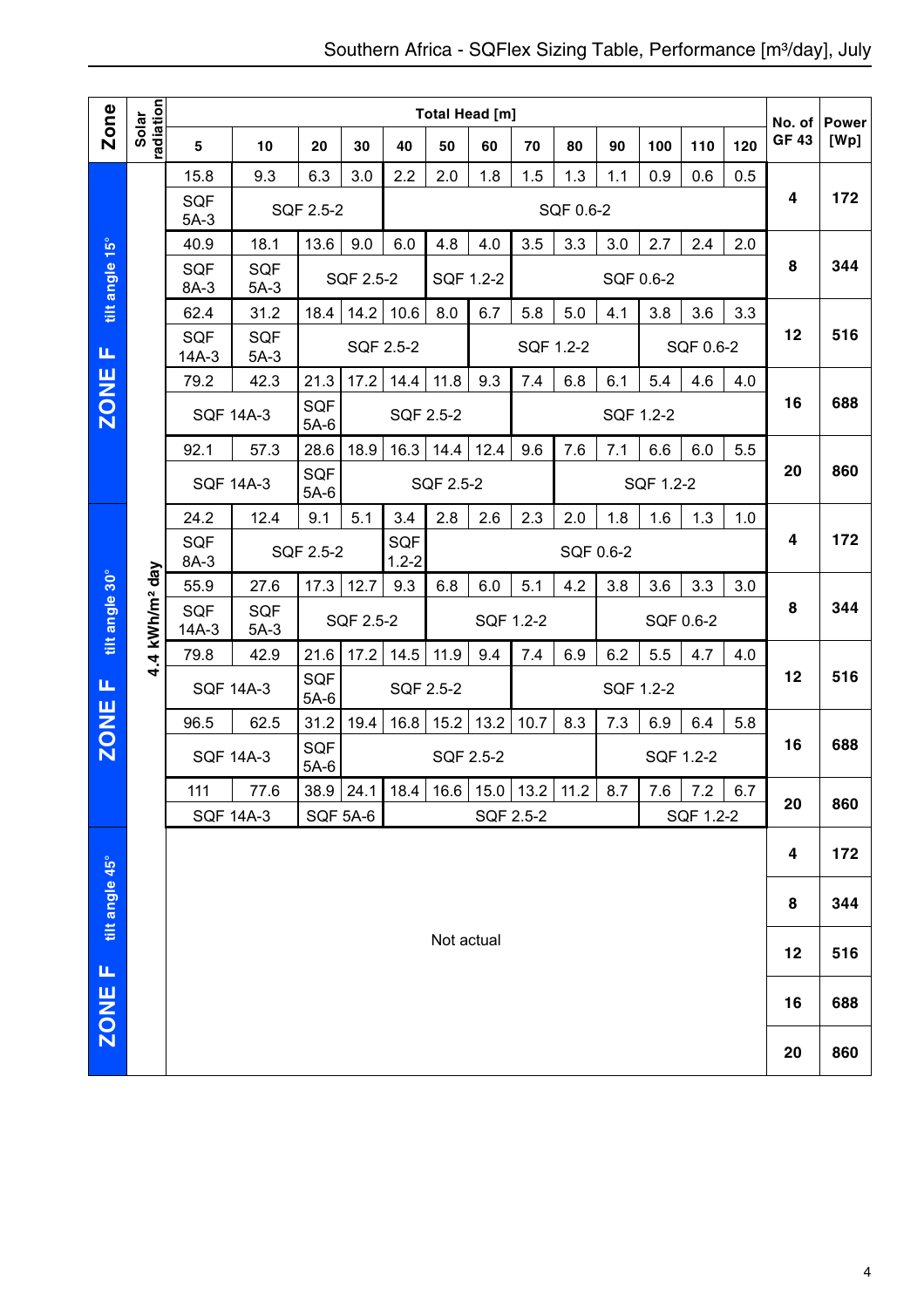# Southern Africa - SQFlex Sizing Table, Performance [m³/day], July

| Zone | Solar radiation | Total Head [m] 5 | 10 | 20 | 30 | 40 | 50 | 60 | 70 | 80 | 90 | 100 | 110 | 120 | No. of GF 43 | Power [Wp] |
|---|---|---|---|---|---|---|---|---|---|---|---|---|---|---|---|---|
| ZONE F tilt angle 15° | 4.4 kWh/m² day | 15.8 | 9.3 | 6.3 | 3.0 | 2.2 | 2.0 | 1.8 | 1.5 | 1.3 | 1.1 | 0.9 | 0.6 | 0.5 | 4 | 172 |
| | | SQF 5A-3 | SQF 2.5-2 | | | SQF 0.6-2 | | | | | | | | | | |
| | | 40.9 | 18.1 | 13.6 | 9.0 | 6.0 | 4.8 | 4.0 | 3.5 | 3.3 | 3.0 | 2.7 | 2.4 | 2.0 | 8 | 344 |
| | | SQF 8A-3 | SQF 5A-3 | SQF 2.5-2 | | | SQF 1.2-2 | | SQF 0.6-2 | | | | | | | |
| | | 62.4 | 31.2 | 18.4 | 14.2 | 10.6 | 8.0 | 6.7 | 5.8 | 5.0 | 4.1 | 3.8 | 3.6 | 3.3 | 12 | 516 |
| | | SQF 14A-3 | SQF 5A-3 | SQF 2.5-2 | | | | SQF 1.2-2 | | | | SQF 0.6-2 | | | | |
| | | 79.2 | 42.3 | 21.3 | 17.2 | 14.4 | 11.8 | 9.3 | 7.4 | 6.8 | 6.1 | 5.4 | 4.6 | 4.0 | 16 | 688 |
| | | SQF 14A-3 | | SQF 5A-6 | SQF 2.5-2 | | | | SQF 1.2-2 | | | | | | | |
| | | 92.1 | 57.3 | 28.6 | 18.9 | 16.3 | 14.4 | 12.4 | 9.6 | 7.6 | 7.1 | 6.6 | 6.0 | 5.5 | 20 | 860 |
| | | SQF 14A-3 | | SQF 5A-6 | SQF 2.5-2 | | | | | SQF 1.2-2 | | | | | | |
| ZONE F tilt angle 30° | | 24.2 | 12.4 | 9.1 | 5.1 | 3.4 | 2.8 | 2.6 | 2.3 | 2.0 | 1.8 | 1.6 | 1.3 | 1.0 | 4 | 172 |
| | | SQF 8A-3 | SQF 2.5-2 | | | SQF 1.2-2 | SQF 0.6-2 | | | | | | | | | |
| | | 55.9 | 27.6 | 17.3 | 12.7 | 9.3 | 6.8 | 6.0 | 5.1 | 4.2 | 3.8 | 3.6 | 3.3 | 3.0 | 8 | 344 |
| | | SQF 14A-3 | SQF 5A-3 | SQF 2.5-2 | | | SQF 1.2-2 | | | SQF 0.6-2 | | | | | | |
| | | 79.8 | 42.9 | 21.6 | 17.2 | 14.5 | 11.9 | 9.4 | 7.4 | 6.9 | 6.2 | 5.5 | 4.7 | 4.0 | 12 | 516 |
| | | SQF 14A-3 | | SQF 5A-6 | SQF 2.5-2 | | | | SQF 1.2-2 | | | | | | | |
| | | 96.5 | 62.5 | 31.2 | 19.4 | 16.8 | 15.2 | 13.2 | 10.7 | 8.3 | 7.3 | 6.9 | 6.4 | 5.8 | 16 | 688 |
| | | SQF 14A-3 | | SQF 5A-6 | SQF 2.5-2 | | | | | SQF 1.2-2 | | | | | | |
| | | 111 | 77.6 | 38.9 | 24.1 | 18.4 | 16.6 | 15.0 | 13.2 | 11.2 | 8.7 | 7.6 | 7.2 | 6.7 | 20 | 860 |
| | | SQF 14A-3 | | SQF 5A-6 | | SQF 2.5-2 | | | | | | SQF 1.2-2 | | | | |
| ZONE F tilt angle 45° | | Not actual | | | | | | | | | | | | | 4 | 172 |
| | | | | | | | | | | | | | | | 8 | 344 |
| | | | | | | | | | | | | | | | 12 | 516 |
| | | | | | | | | | | | | | | | 16 | 688 |
| | | | | | | | | | | | | | | | 20 | 860 |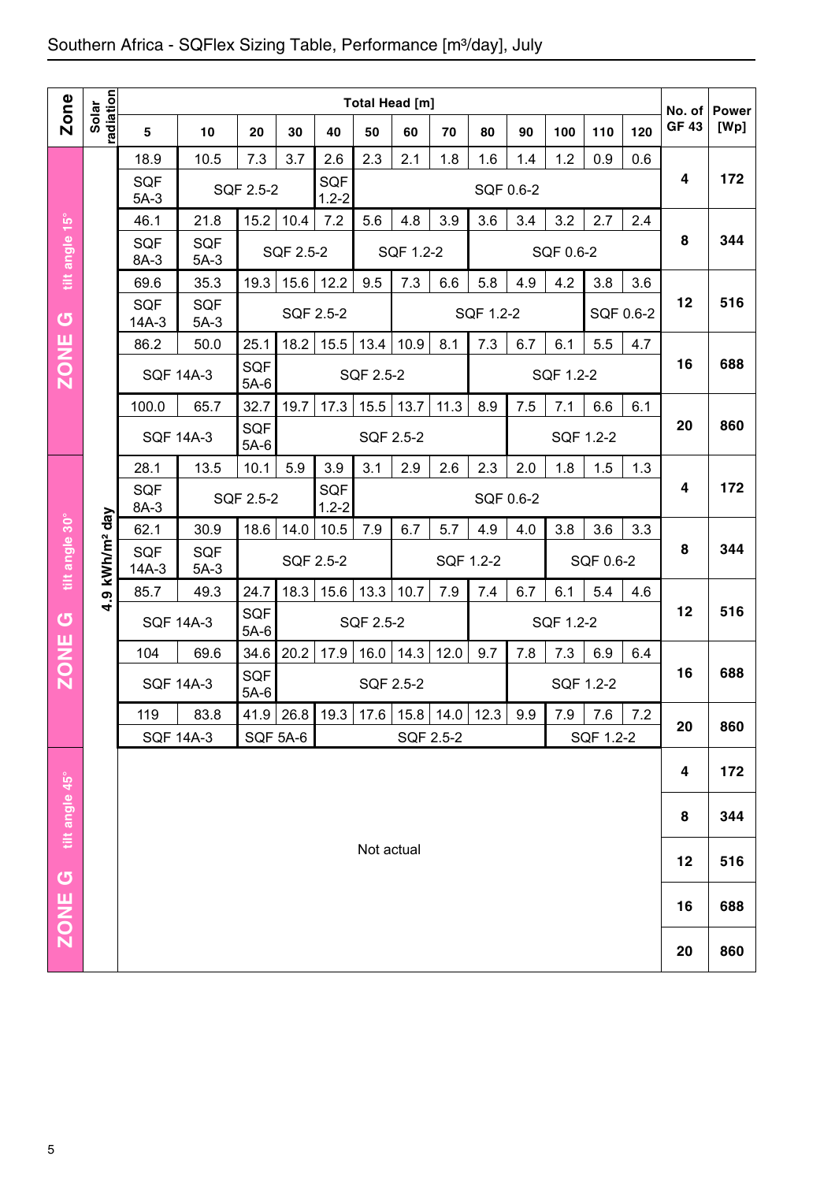## Southern Africa - SQFlex Sizing Table, Performance [m³/day], July

| Zone | Solar radiation | Total Head [m] | | | | | | | | | | | | | No. of GF 43 | Power [Wp] |
|---|---|---|---|---|---|---|---|---|---|---|---|---|---|---|---|---|
| | | 5 | 10 | 20 | 30 | 40 | 50 | 60 | 70 | 80 | 90 | 100 | 110 | 120 | | |
| ZONE G tilt angle 15° | 4.9 kWh/m² day | 18.9 | 10.5 | 7.3 | 3.7 | 2.6 | 2.3 | 2.1 | 1.8 | 1.6 | 1.4 | 1.2 | 0.9 | 0.6 | 4 | 172 |
| | | SQF 5A-3 | SQF 2.5-2 | | | SQF 1.2-2 | SQF 0.6-2 | | | | | | | | | |
| | | 46.1 | 21.8 | 15.2 | 10.4 | 7.2 | 5.6 | 4.8 | 3.9 | 3.6 | 3.4 | 3.2 | 2.7 | 2.4 | 8 | 344 |
| | | SQF 8A-3 | SQF 5A-3 | SQF 2.5-2 | | | SQF 1.2-2 | | | SQF 0.6-2 | | | | | | |
| | | 69.6 | 35.3 | 19.3 | 15.6 | 12.2 | 9.5 | 7.3 | 6.6 | 5.8 | 4.9 | 4.2 | 3.8 | 3.6 | 12 | 516 |
| | | SQF 14A-3 | SQF 5A-3 | SQF 2.5-2 | | | | SQF 1.2-2 | | | | | SQF 0.6-2 | | | |
| | | 86.2 | 50.0 | 25.1 | 18.2 | 15.5 | 13.4 | 10.9 | 8.1 | 7.3 | 6.7 | 6.1 | 5.5 | 4.7 | 16 | 688 |
| | | SQF 14A-3 | | SQF 5A-6 | SQF 2.5-2 | | | | | SQF 1.2-2 | | | | | | |
| | | 100.0 | 65.7 | 32.7 | 19.7 | 17.3 | 15.5 | 13.7 | 11.3 | 8.9 | 7.5 | 7.1 | 6.6 | 6.1 | 20 | 860 |
| | | SQF 14A-3 | | SQF 5A-6 | SQF 2.5-2 | | | | | | SQF 1.2-2 | | | | | |
| ZONE G tilt angle 30° | 4.9 kWh/m² day | 28.1 | 13.5 | 10.1 | 5.9 | 3.9 | 3.1 | 2.9 | 2.6 | 2.3 | 2.0 | 1.8 | 1.5 | 1.3 | 4 | 172 |
| | | SQF 8A-3 | SQF 2.5-2 | | | SQF 1.2-2 | SQF 0.6-2 | | | | | | | | | |
| | | 62.1 | 30.9 | 18.6 | 14.0 | 10.5 | 7.9 | 6.7 | 5.7 | 4.9 | 4.0 | 3.8 | 3.6 | 3.3 | 8 | 344 |
| | | SQF 14A-3 | SQF 5A-3 | SQF 2.5-2 | | | | SQF 1.2-2 | | | | SQF 0.6-2 | | | | |
| | | 85.7 | 49.3 | 24.7 | 18.3 | 15.6 | 13.3 | 10.7 | 7.9 | 7.4 | 6.7 | 6.1 | 5.4 | 4.6 | 12 | 516 |
| | | SQF 14A-3 | | SQF 5A-6 | SQF 2.5-2 | | | | | SQF 1.2-2 | | | | | | |
| | | 104 | 69.6 | 34.6 | 20.2 | 17.9 | 16.0 | 14.3 | 12.0 | 9.7 | 7.8 | 7.3 | 6.9 | 6.4 | 16 | 688 |
| | | SQF 14A-3 | | SQF 5A-6 | SQF 2.5-2 | | | | | | SQF 1.2-2 | | | | | |
| | | 119 | 83.8 | 41.9 | 26.8 | 19.3 | 17.6 | 15.8 | 14.0 | 12.3 | 9.9 | 7.9 | 7.6 | 7.2 | 20 | 860 |
| | | SQF 14A-3 | | SQF 5A-6 | | SQF 2.5-2 | | | | | | SQF 1.2-2 | | | | |
| ZONE G tilt angle 45° | 4.9 kWh/m² day | Not actual | | | | | | | | | | | | | 4 | 172 |
| | | | | | | | | | | | | | | | 8 | 344 |
| | | | | | | | | | | | | | | | 12 | 516 |
| | | | | | | | | | | | | | | | 16 | 688 |
| | | | | | | | | | | | | | | | 20 | 860 |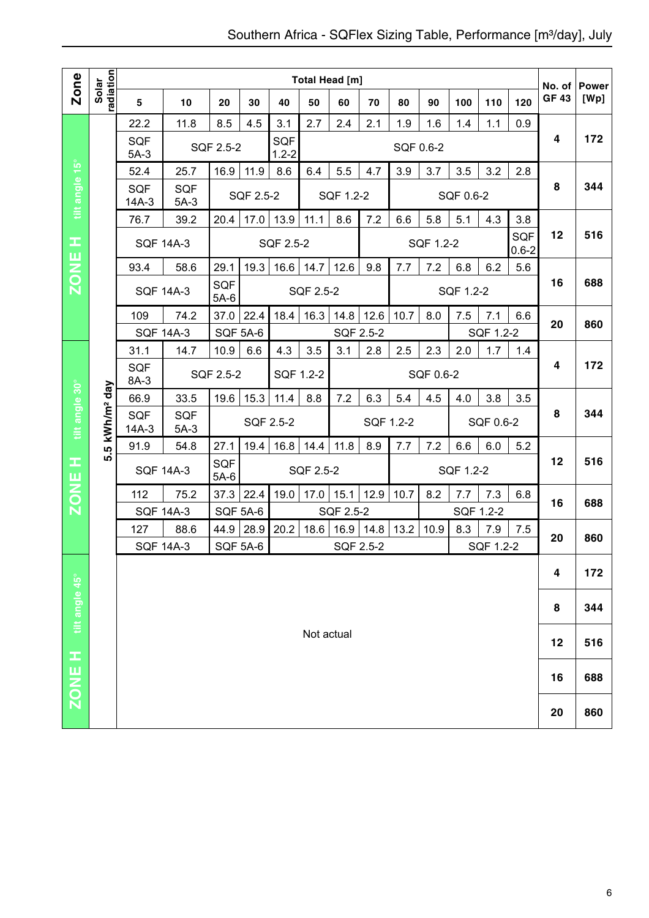# Southern Africa - SQFlex Sizing Table, Performance [m³/day], July

| Zone | Solar radiation | Total Head [m] 5 | 10 | 20 | 30 | 40 | 50 | 60 | 70 | 80 | 90 | 100 | 110 | 120 | No. of GF 43 | Power [Wp] |
|---|---|---|---|---|---|---|---|---|---|---|---|---|---|---|---|---|
| ZONE H tilt angle 15° | 5.5 kWh/m² day | 22.2 | 11.8 | 8.5 | 4.5 | 3.1 | 2.7 | 2.4 | 2.1 | 1.9 | 1.6 | 1.4 | 1.1 | 0.9 | 4 | 172 |
| | | SQF 5A-3 | SQF 2.5-2 | | | SQF 1.2-2 | SQF 0.6-2 | | | | | | | | | |
| | | 52.4 | 25.7 | 16.9 | 11.9 | 8.6 | 6.4 | 5.5 | 4.7 | 3.9 | 3.7 | 3.5 | 3.2 | 2.8 | 8 | 344 |
| | | SQF 14A-3 | SQF 5A-3 | SQF 2.5-2 | | | SQF 1.2-2 | | | SQF 0.6-2 | | | | | | |
| | | 76.7 | 39.2 | 20.4 | 17.0 | 13.9 | 11.1 | 8.6 | 7.2 | 6.6 | 5.8 | 5.1 | 4.3 | 3.8 | 12 | 516 |
| | | SQF 14A-3 | | SQF 2.5-2 | | | | | SQF 1.2-2 | | | | | SQF 0.6-2 | | |
| | | 93.4 | 58.6 | 29.1 | 19.3 | 16.6 | 14.7 | 12.6 | 9.8 | 7.7 | 7.2 | 6.8 | 6.2 | 5.6 | 16 | 688 |
| | | SQF 14A-3 | | SQF 5A-6 | SQF 2.5-2 | | | | | SQF 1.2-2 | | | | | | |
| | | 109 | 74.2 | 37.0 | 22.4 | 18.4 | 16.3 | 14.8 | 12.6 | 10.7 | 8.0 | 7.5 | 7.1 | 6.6 | 20 | 860 |
| | | SQF 14A-3 | | SQF 5A-6 | | SQF 2.5-2 | | | | | | SQF 1.2-2 | | | | |
| ZONE H tilt angle 30° | | 31.1 | 14.7 | 10.9 | 6.6 | 4.3 | 3.5 | 3.1 | 2.8 | 2.5 | 2.3 | 2.0 | 1.7 | 1.4 | 4 | 172 |
| | | SQF 8A-3 | SQF 2.5-2 | | | SQF 1.2-2 | | SQF 0.6-2 | | | | | | | | |
| | | 66.9 | 33.5 | 19.6 | 15.3 | 11.4 | 8.8 | 7.2 | 6.3 | 5.4 | 4.5 | 4.0 | 3.8 | 3.5 | 8 | 344 |
| | | SQF 14A-3 | SQF 5A-3 | SQF 2.5-2 | | | | SQF 1.2-2 | | | | SQF 0.6-2 | | | | |
| | | 91.9 | 54.8 | 27.1 | 19.4 | 16.8 | 14.4 | 11.8 | 8.9 | 7.7 | 7.2 | 6.6 | 6.0 | 5.2 | 12 | 516 |
| | | SQF 14A-3 | | SQF 5A-6 | SQF 2.5-2 | | | | | SQF 1.2-2 | | | | | | |
| | | 112 | 75.2 | 37.3 | 22.4 | 19.0 | 17.0 | 15.1 | 12.9 | 10.7 | 8.2 | 7.7 | 7.3 | 6.8 | 16 | 688 |
| | | SQF 14A-3 | | SQF 5A-6 | | SQF 2.5-2 | | | | | SQF 1.2-2 | | | | | |
| | | 127 | 88.6 | 44.9 | 28.9 | 20.2 | 18.6 | 16.9 | 14.8 | 13.2 | 10.9 | 8.3 | 7.9 | 7.5 | 20 | 860 |
| | | SQF 14A-3 | | SQF 5A-6 | | SQF 2.5-2 | | | | | | SQF 1.2-2 | | | | |
| ZONE H tilt angle 45° | | Not actual | | | | | | | | | | | | | 4 | 172 |
| | | | | | | | | | | | | | | | 8 | 344 |
| | | | | | | | | | | | | | | | 12 | 516 |
| | | | | | | | | | | | | | | | 16 | 688 |
| | | | | | | | | | | | | | | | 20 | 860 |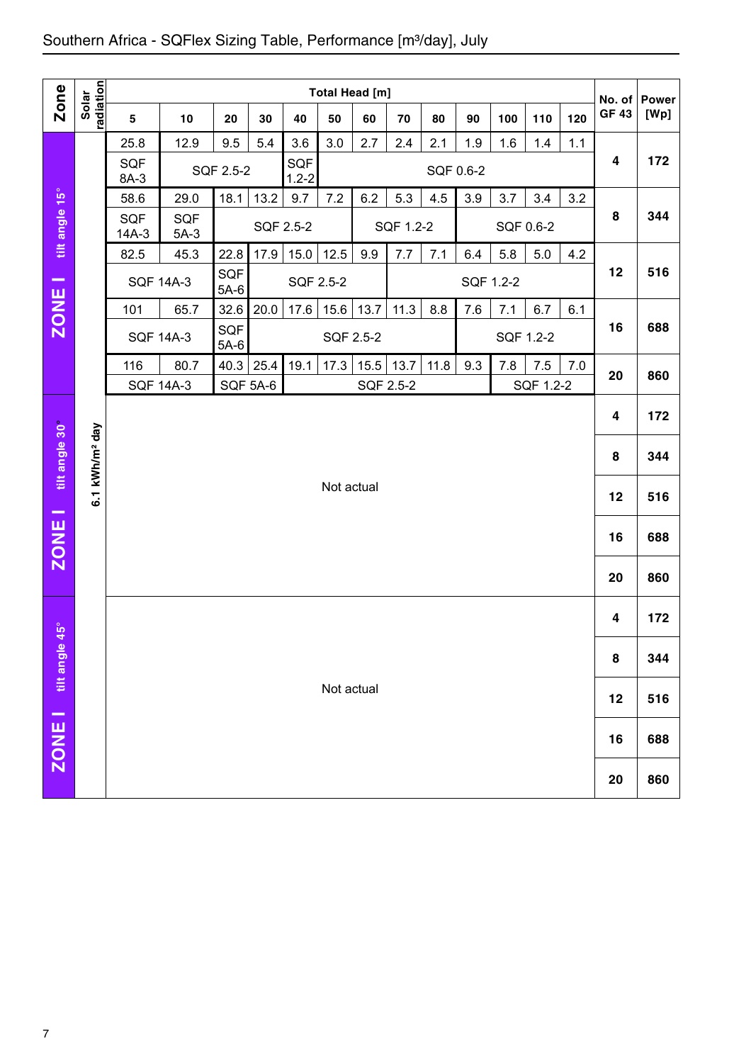# Southern Africa - SQFlex Sizing Table, Performance [m³/day], July

| Zone | Solar radiation | Total Head [m] | | | | | | | | | | | | | No. of GF 43 | Power [Wp] |
|---|---|---|---|---|---|---|---|---|---|---|---|---|---|---|---|---|
| | | 5 | 10 | 20 | 30 | 40 | 50 | 60 | 70 | 80 | 90 | 100 | 110 | 120 | | |
| ZONE I tilt angle 15° | 6.1 kWh/m² day | 25.8 | 12.9 | 9.5 | 5.4 | 3.6 | 3.0 | 2.7 | 2.4 | 2.1 | 1.9 | 1.6 | 1.4 | 1.1 | 4 | 172 |
| | | SQF 8A-3 | SQF 2.5-2 | | | SQF 1.2-2 | SQF 0.6-2 | | | | | | | | | |
| | | 58.6 | 29.0 | 18.1 | 13.2 | 9.7 | 7.2 | 6.2 | 5.3 | 4.5 | 3.9 | 3.7 | 3.4 | 3.2 | 8 | 344 |
| | | SQF 14A-3 | SQF 5A-3 | SQF 2.5-2 | | | | SQF 1.2-2 | | | SQF 0.6-2 | | | | | |
| | | 82.5 | 45.3 | 22.8 | 17.9 | 15.0 | 12.5 | 9.9 | 7.7 | 7.1 | 6.4 | 5.8 | 5.0 | 4.2 | 12 | 516 |
| | | SQF 14A-3 | | SQF 5A-6 | SQF 2.5-2 | | | | SQF 1.2-2 | | | | | | | |
| | | 101 | 65.7 | 32.6 | 20.0 | 17.6 | 15.6 | 13.7 | 11.3 | 8.8 | 7.6 | 7.1 | 6.7 | 6.1 | 16 | 688 |
| | | SQF 14A-3 | | SQF 5A-6 | SQF 2.5-2 | | | | | | SQF 1.2-2 | | | | | |
| | | 116 | 80.7 | 40.3 | 25.4 | 19.1 | 17.3 | 15.5 | 13.7 | 11.8 | 9.3 | 7.8 | 7.5 | 7.0 | 20 | 860 |
| | | SQF 14A-3 | | SQF 5A-6 | | SQF 2.5-2 | | | | | | SQF 1.2-2 | | | | |
| ZONE I tilt angle 30° | | Not actual | | | | | | | | | | | | | 4 | 172 |
| | | | | | | | | | | | | | | | 8 | 344 |
| | | | | | | | | | | | | | | | 12 | 516 |
| | | | | | | | | | | | | | | | 16 | 688 |
| | | | | | | | | | | | | | | | 20 | 860 |
| ZONE I tilt angle 45° | | Not actual | | | | | | | | | | | | | 4 | 172 |
| | | | | | | | | | | | | | | | 8 | 344 |
| | | | | | | | | | | | | | | | 12 | 516 |
| | | | | | | | | | | | | | | | 16 | 688 |
| | | | | | | | | | | | | | | | 20 | 860 |